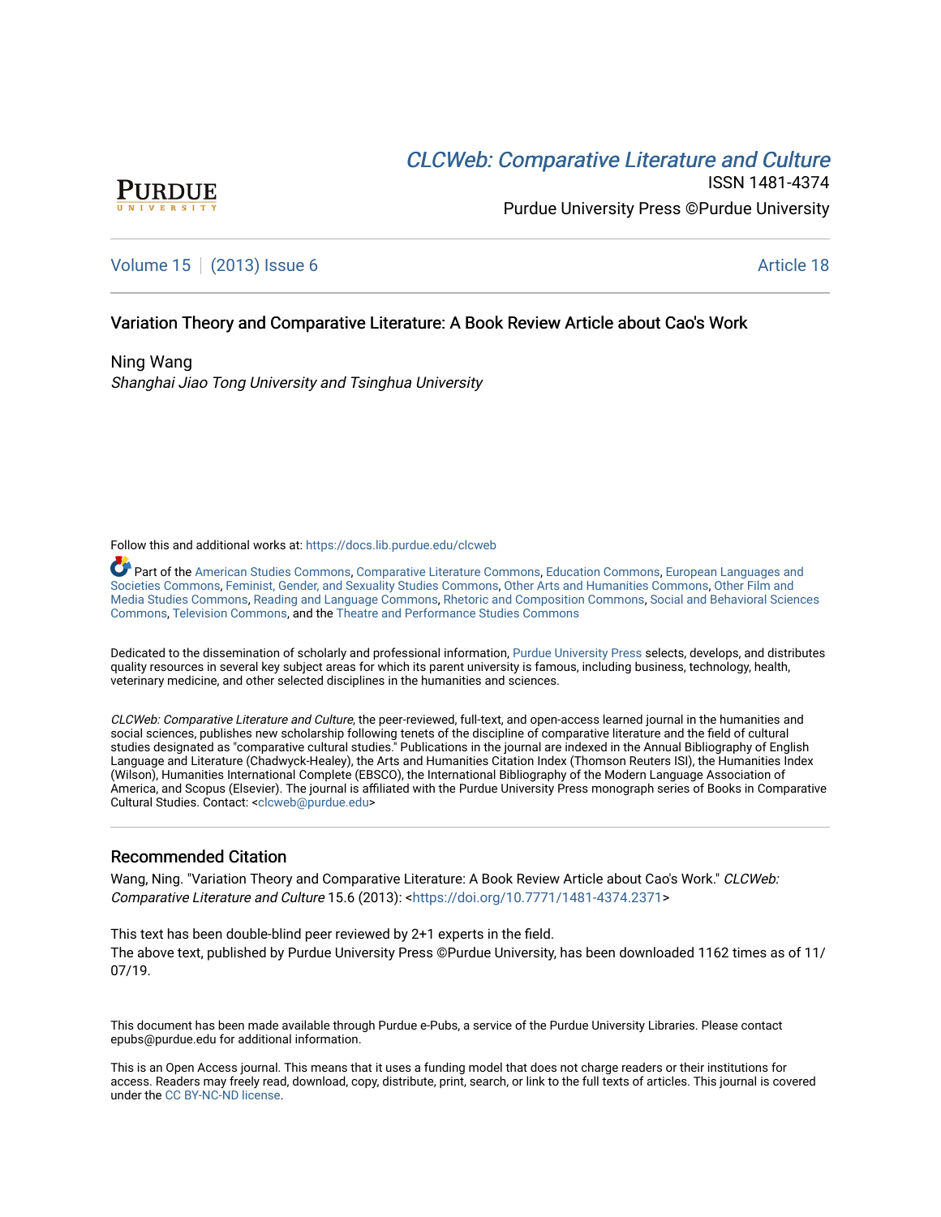[CLCWeb: Comparative Literature and Culture](https://docs.lib.purdue.edu/clcweb)

ISSN 1481-4374

Purdue University Press ©Purdue University

Volume 15 | (2013) Issue 6 Article 18

# Variation Theory and Comparative Literature: A Book Review Article about Cao's Work

Ning Wang

*Shanghai Jiao Tong University and Tsinghua University*

Follow this and additional works at: https://docs.lib.purdue.edu/clcweb

Part of the American Studies Commons, Comparative Literature Commons, Education Commons, European Languages and Societies Commons, Feminist, Gender, and Sexuality Studies Commons, Other Arts and Humanities Commons, Other Film and Media Studies Commons, Reading and Language Commons, Rhetoric and Composition Commons, Social and Behavioral Sciences Commons, Television Commons, and the Theatre and Performance Studies Commons

Dedicated to the dissemination of scholarly and professional information, Purdue University Press selects, develops, and distributes quality resources in several key subject areas for which its parent university is famous, including business, technology, health, veterinary medicine, and other selected disciplines in the humanities and sciences.

*CLCWeb: Comparative Literature and Culture*, the peer-reviewed, full-text, and open-access learned journal in the humanities and social sciences, publishes new scholarship following tenets of the discipline of comparative literature and the field of cultural studies designated as "comparative cultural studies." Publications in the journal are indexed in the Annual Bibliography of English Language and Literature (Chadwyck-Healey), the Arts and Humanities Citation Index (Thomson Reuters ISI), the Humanities Index (Wilson), Humanities International Complete (EBSCO), the International Bibliography of the Modern Language Association of America, and Scopus (Elsevier). The journal is affiliated with the Purdue University Press monograph series of Books in Comparative Cultural Studies. Contact: <clcweb@purdue.edu>

## Recommended Citation

Wang, Ning. "Variation Theory and Comparative Literature: A Book Review Article about Cao's Work." *CLCWeb: Comparative Literature and Culture* 15.6 (2013): <https://doi.org/10.7771/1481-4374.2371>

This text has been double-blind peer reviewed by 2+1 experts in the field.

The above text, published by Purdue University Press ©Purdue University, has been downloaded 1162 times as of 11/07/19.

This document has been made available through Purdue e-Pubs, a service of the Purdue University Libraries. Please contact epubs@purdue.edu for additional information.

This is an Open Access journal. This means that it uses a funding model that does not charge readers or their institutions for access. Readers may freely read, download, copy, distribute, print, search, or link to the full texts of articles. This journal is covered under the CC BY-NC-ND license.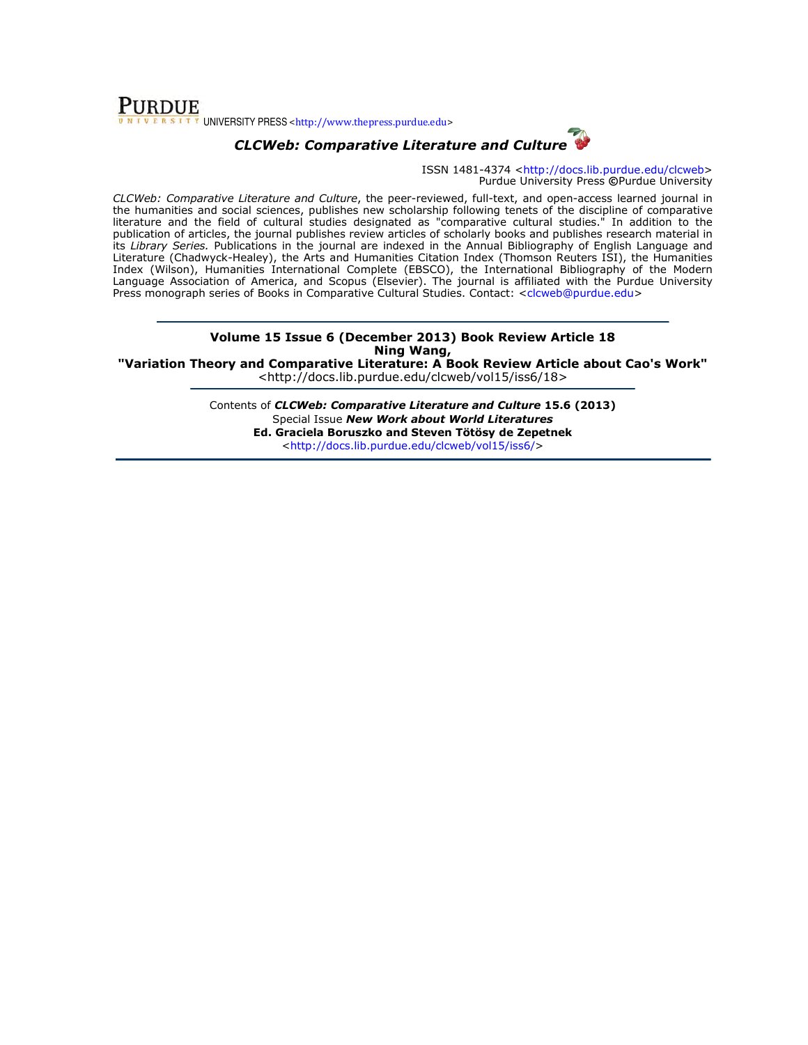**PURDUE** UNIVERSITY PRESS <http://www.thepress.purdue.edu>

***CLCWeb: Comparative Literature and Culture***

ISSN 1481-4374 <http://docs.lib.purdue.edu/clcweb>
Purdue University Press ©Purdue University

*CLCWeb: Comparative Literature and Culture*, the peer-reviewed, full-text, and open-access learned journal in the humanities and social sciences, publishes new scholarship following tenets of the discipline of comparative literature and the field of cultural studies designated as "comparative cultural studies." In addition to the publication of articles, the journal publishes review articles of scholarly books and publishes research material in its *Library Series.* Publications in the journal are indexed in the Annual Bibliography of English Language and Literature (Chadwyck-Healey), the Arts and Humanities Citation Index (Thomson Reuters ISI), the Humanities Index (Wilson), Humanities International Complete (EBSCO), the International Bibliography of the Modern Language Association of America, and Scopus (Elsevier). The journal is affiliated with the Purdue University Press monograph series of Books in Comparative Cultural Studies. Contact: <clcweb@purdue.edu>

---

**Volume 15 Issue 6 (December 2013) Book Review Article 18**
**Ning Wang,**
**"Variation Theory and Comparative Literature: A Book Review Article about Cao's Work"**
<http://docs.lib.purdue.edu/clcweb/vol15/iss6/18>

---

Contents of ***CLCWeb: Comparative Literature and Culture* 15.6 (2013)**
Special Issue ***New Work about World Literatures***
**Ed. Graciela Boruszko and Steven Tötösy de Zepetnek**
<http://docs.lib.purdue.edu/clcweb/vol15/iss6/>

---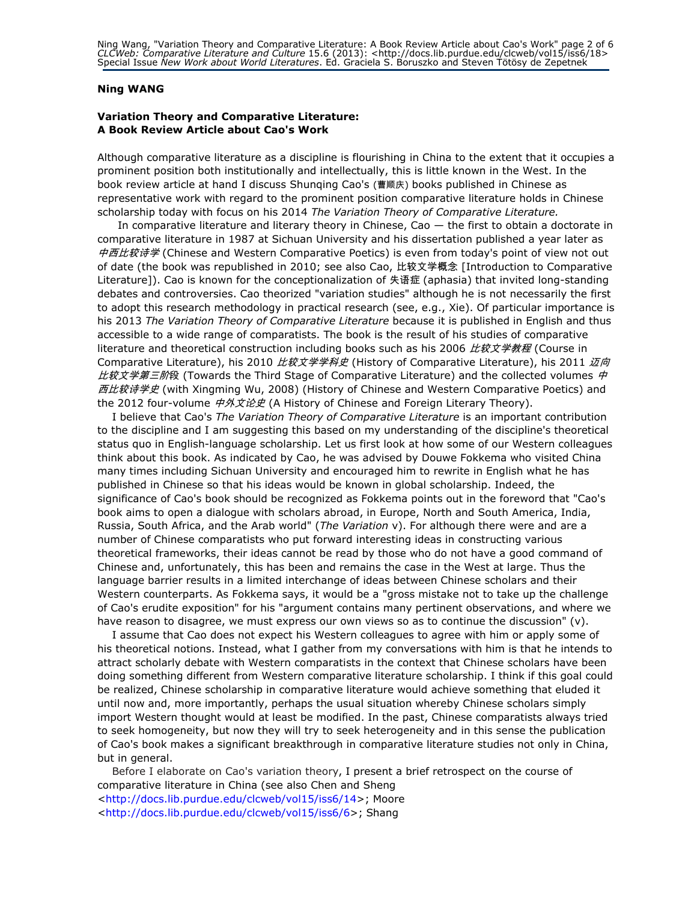**Ning WANG**

**Variation Theory and Comparative Literature:**
**A Book Review Article about Cao's Work**

Although comparative literature as a discipline is flourishing in China to the extent that it occupies a prominent position both institutionally and intellectually, this is little known in the West. In the book review article at hand I discuss Shunqing Cao's (曹顺庆) books published in Chinese as representative work with regard to the prominent position comparative literature holds in Chinese scholarship today with focus on his 2014 *The Variation Theory of Comparative Literature.*

In comparative literature and literary theory in Chinese, Cao — the first to obtain a doctorate in comparative literature in 1987 at Sichuan University and his dissertation published a year later as *中西比较诗学* (Chinese and Western Comparative Poetics) is even from today's point of view not out of date (the book was republished in 2010; see also Cao, 比较文学概念 [Introduction to Comparative Literature]). Cao is known for the conceptionalization of 失语症 (aphasia) that invited long-standing debates and controversies. Cao theorized "variation studies" although he is not necessarily the first to adopt this research methodology in practical research (see, e.g., Xie). Of particular importance is his 2013 *The Variation Theory of Comparative Literature* because it is published in English and thus accessible to a wide range of comparatists. The book is the result of his studies of comparative literature and theoretical construction including books such as his 2006 *比较文学教程* (Course in Comparative Literature), his 2010 *比较文学学科史* (History of Comparative Literature), his 2011 *迈向比较文学第三阶段* (Towards the Third Stage of Comparative Literature) and the collected volumes *中西比较诗学史* (with Xingming Wu, 2008) (History of Chinese and Western Comparative Poetics) and the 2012 four-volume *中外文论史* (A History of Chinese and Foreign Literary Theory).

I believe that Cao's *The Variation Theory of Comparative Literature* is an important contribution to the discipline and I am suggesting this based on my understanding of the discipline's theoretical status quo in English-language scholarship. Let us first look at how some of our Western colleagues think about this book. As indicated by Cao, he was advised by Douwe Fokkema who visited China many times including Sichuan University and encouraged him to rewrite in English what he has published in Chinese so that his ideas would be known in global scholarship. Indeed, the significance of Cao's book should be recognized as Fokkema points out in the foreword that "Cao's book aims to open a dialogue with scholars abroad, in Europe, North and South America, India, Russia, South Africa, and the Arab world" (*The Variation* v). For although there were and are a number of Chinese comparatists who put forward interesting ideas in constructing various theoretical frameworks, their ideas cannot be read by those who do not have a good command of Chinese and, unfortunately, this has been and remains the case in the West at large. Thus the language barrier results in a limited interchange of ideas between Chinese scholars and their Western counterparts. As Fokkema says, it would be a "gross mistake not to take up the challenge of Cao's erudite exposition" for his "argument contains many pertinent observations, and where we have reason to disagree, we must express our own views so as to continue the discussion" (v).

I assume that Cao does not expect his Western colleagues to agree with him or apply some of his theoretical notions. Instead, what I gather from my conversations with him is that he intends to attract scholarly debate with Western comparatists in the context that Chinese scholars have been doing something different from Western comparative literature scholarship. I think if this goal could be realized, Chinese scholarship in comparative literature would achieve something that eluded it until now and, more importantly, perhaps the usual situation whereby Chinese scholars simply import Western thought would at least be modified. In the past, Chinese comparatists always tried to seek homogeneity, but now they will try to seek heterogeneity and in this sense the publication of Cao's book makes a significant breakthrough in comparative literature studies not only in China, but in general.

Before I elaborate on Cao's variation theory, I present a brief retrospect on the course of comparative literature in China (see also Chen and Sheng <http://docs.lib.purdue.edu/clcweb/vol15/iss6/14>; Moore <http://docs.lib.purdue.edu/clcweb/vol15/iss6/6>; Shang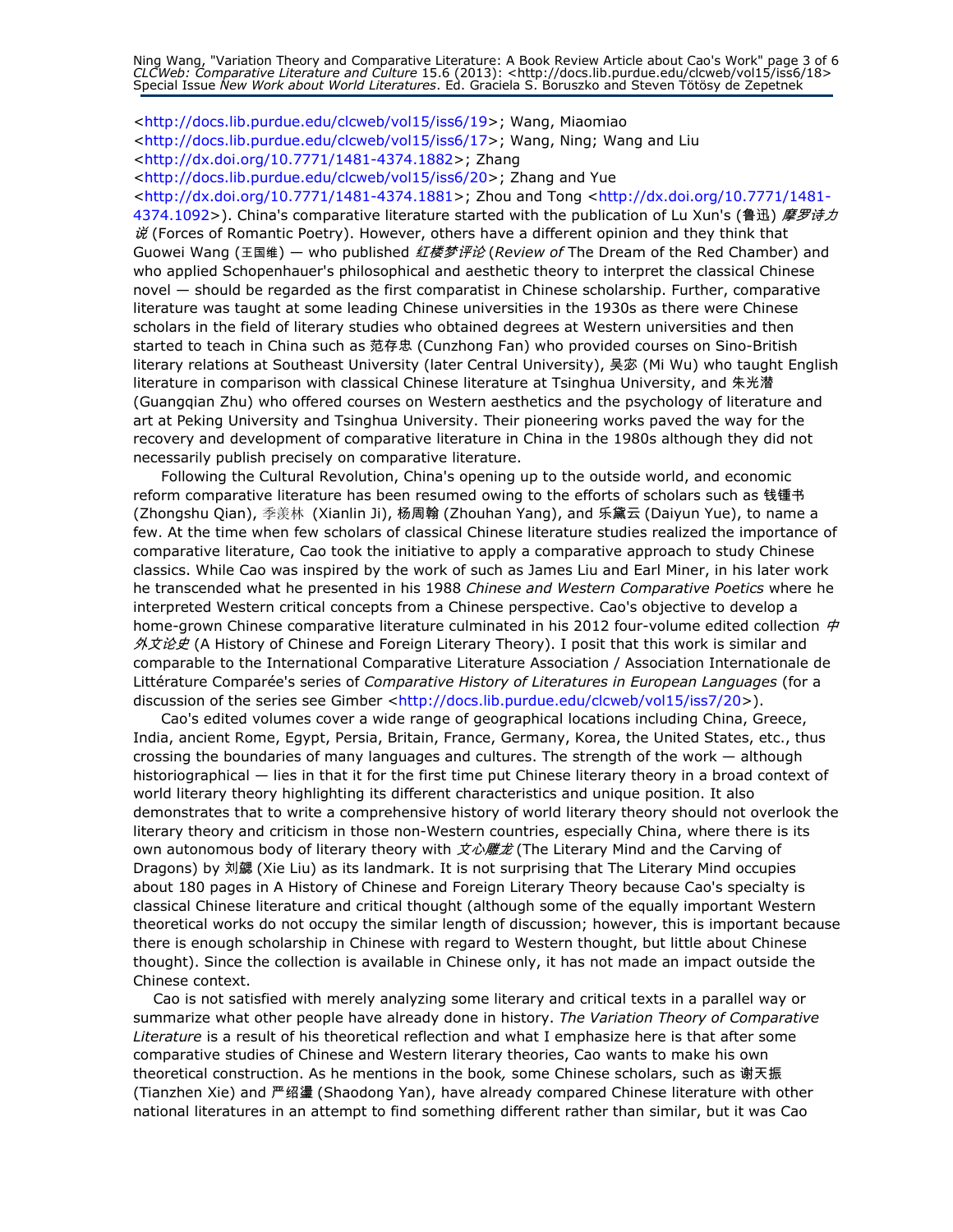<http://docs.lib.purdue.edu/clcweb/vol15/iss6/19>; Wang, Miaomiao <http://docs.lib.purdue.edu/clcweb/vol15/iss6/17>; Wang, Ning; Wang and Liu <http://dx.doi.org/10.7771/1481-4374.1882>; Zhang <http://docs.lib.purdue.edu/clcweb/vol15/iss6/20>; Zhang and Yue <http://dx.doi.org/10.7771/1481-4374.1881>; Zhou and Tong <http://dx.doi.org/10.7771/1481-4374.1092>). China's comparative literature started with the publication of Lu Xun's (鲁迅) *摩罗诗力说* (Forces of Romantic Poetry). However, others have a different opinion and they think that Guowei Wang (王国维) — who published *红楼梦评论* (*Review of* The Dream of the Red Chamber) and who applied Schopenhauer's philosophical and aesthetic theory to interpret the classical Chinese novel — should be regarded as the first comparatist in Chinese scholarship. Further, comparative literature was taught at some leading Chinese universities in the 1930s as there were Chinese scholars in the field of literary studies who obtained degrees at Western universities and then started to teach in China such as 范存忠 (Cunzhong Fan) who provided courses on Sino-British literary relations at Southeast University (later Central University), 吴宓 (Mi Wu) who taught English literature in comparison with classical Chinese literature at Tsinghua University, and 朱光潜 (Guangqian Zhu) who offered courses on Western aesthetics and the psychology of literature and art at Peking University and Tsinghua University. Their pioneering works paved the way for the recovery and development of comparative literature in China in the 1980s although they did not necessarily publish precisely on comparative literature.

Following the Cultural Revolution, China's opening up to the outside world, and economic reform comparative literature has been resumed owing to the efforts of scholars such as 钱锺书 (Zhongshu Qian), 季羡林 (Xianlin Ji), 杨周翰 (Zhouhan Yang), and 乐黛云 (Daiyun Yue), to name a few. At the time when few scholars of classical Chinese literature studies realized the importance of comparative literature, Cao took the initiative to apply a comparative approach to study Chinese classics. While Cao was inspired by the work of such as James Liu and Earl Miner, in his later work he transcended what he presented in his 1988 *Chinese and Western Comparative Poetics* where he interpreted Western critical concepts from a Chinese perspective. Cao's objective to develop a home-grown Chinese comparative literature culminated in his 2012 four-volume edited collection *中外文论史* (A History of Chinese and Foreign Literary Theory). I posit that this work is similar and comparable to the International Comparative Literature Association / Association Internationale de Littérature Comparée's series of *Comparative History of Literatures in European Languages* (for a discussion of the series see Gimber <http://docs.lib.purdue.edu/clcweb/vol15/iss7/20>).

Cao's edited volumes cover a wide range of geographical locations including China, Greece, India, ancient Rome, Egypt, Persia, Britain, France, Germany, Korea, the United States, etc., thus crossing the boundaries of many languages and cultures. The strength of the work — although historiographical — lies in that it for the first time put Chinese literary theory in a broad context of world literary theory highlighting its different characteristics and unique position. It also demonstrates that to write a comprehensive history of world literary theory should not overlook the literary theory and criticism in those non-Western countries, especially China, where there is its own autonomous body of literary theory with *文心雕龙* (The Literary Mind and the Carving of Dragons) by 刘勰 (Xie Liu) as its landmark. It is not surprising that The Literary Mind occupies about 180 pages in A History of Chinese and Foreign Literary Theory because Cao's specialty is classical Chinese literature and critical thought (although some of the equally important Western theoretical works do not occupy the similar length of discussion; however, this is important because there is enough scholarship in Chinese with regard to Western thought, but little about Chinese thought). Since the collection is available in Chinese only, it has not made an impact outside the Chinese context.

Cao is not satisfied with merely analyzing some literary and critical texts in a parallel way or summarize what other people have already done in history. *The Variation Theory of Comparative Literature* is a result of his theoretical reflection and what I emphasize here is that after some comparative studies of Chinese and Western literary theories, Cao wants to make his own theoretical construction. As he mentions in the book, some Chinese scholars, such as 谢天振 (Tianzhen Xie) and 严绍璗 (Shaodong Yan), have already compared Chinese literature with other national literatures in an attempt to find something different rather than similar, but it was Cao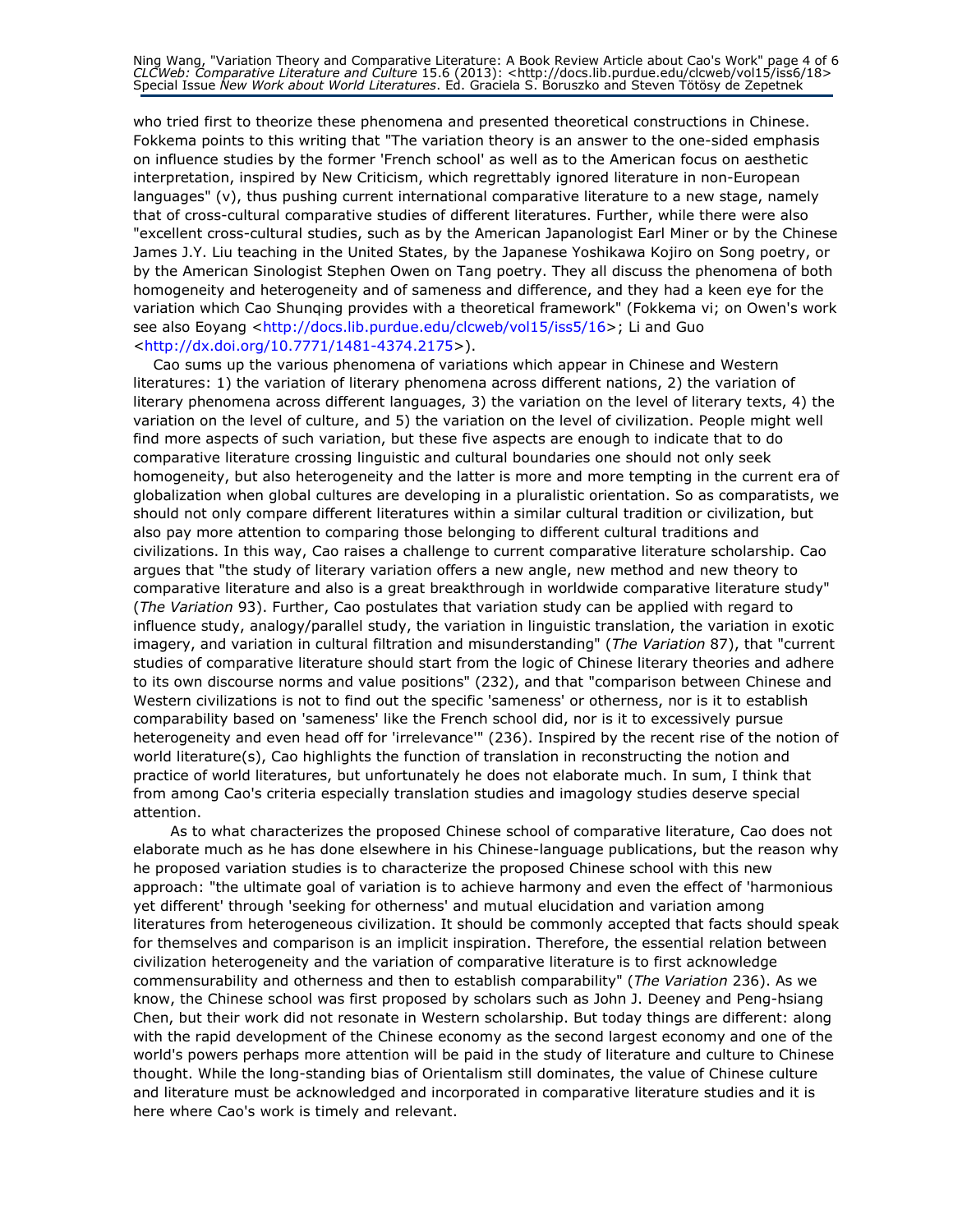who tried first to theorize these phenomena and presented theoretical constructions in Chinese. Fokkema points to this writing that "The variation theory is an answer to the one-sided emphasis on influence studies by the former 'French school' as well as to the American focus on aesthetic interpretation, inspired by New Criticism, which regrettably ignored literature in non-European languages" (v), thus pushing current international comparative literature to a new stage, namely that of cross-cultural comparative studies of different literatures. Further, while there were also "excellent cross-cultural studies, such as by the American Japanologist Earl Miner or by the Chinese James J.Y. Liu teaching in the United States, by the Japanese Yoshikawa Kojiro on Song poetry, or by the American Sinologist Stephen Owen on Tang poetry. They all discuss the phenomena of both homogeneity and heterogeneity and of sameness and difference, and they had a keen eye for the variation which Cao Shunqing provides with a theoretical framework" (Fokkema vi; on Owen's work see also Eoyang <http://docs.lib.purdue.edu/clcweb/vol15/iss5/16>; Li and Guo <http://dx.doi.org/10.7771/1481-4374.2175>).

Cao sums up the various phenomena of variations which appear in Chinese and Western literatures: 1) the variation of literary phenomena across different nations, 2) the variation of literary phenomena across different languages, 3) the variation on the level of literary texts, 4) the variation on the level of culture, and 5) the variation on the level of civilization. People might well find more aspects of such variation, but these five aspects are enough to indicate that to do comparative literature crossing linguistic and cultural boundaries one should not only seek homogeneity, but also heterogeneity and the latter is more and more tempting in the current era of globalization when global cultures are developing in a pluralistic orientation. So as comparatists, we should not only compare different literatures within a similar cultural tradition or civilization, but also pay more attention to comparing those belonging to different cultural traditions and civilizations. In this way, Cao raises a challenge to current comparative literature scholarship. Cao argues that "the study of literary variation offers a new angle, new method and new theory to comparative literature and also is a great breakthrough in worldwide comparative literature study" (*The Variation* 93). Further, Cao postulates that variation study can be applied with regard to influence study, analogy/parallel study, the variation in linguistic translation, the variation in exotic imagery, and variation in cultural filtration and misunderstanding" (*The Variation* 87), that "current studies of comparative literature should start from the logic of Chinese literary theories and adhere to its own discourse norms and value positions" (232), and that "comparison between Chinese and Western civilizations is not to find out the specific 'sameness' or otherness, nor is it to establish comparability based on 'sameness' like the French school did, nor is it to excessively pursue heterogeneity and even head off for 'irrelevance'" (236). Inspired by the recent rise of the notion of world literature(s), Cao highlights the function of translation in reconstructing the notion and practice of world literatures, but unfortunately he does not elaborate much. In sum, I think that from among Cao's criteria especially translation studies and imagology studies deserve special attention.

As to what characterizes the proposed Chinese school of comparative literature, Cao does not elaborate much as he has done elsewhere in his Chinese-language publications, but the reason why he proposed variation studies is to characterize the proposed Chinese school with this new approach: "the ultimate goal of variation is to achieve harmony and even the effect of 'harmonious yet different' through 'seeking for otherness' and mutual elucidation and variation among literatures from heterogeneous civilization. It should be commonly accepted that facts should speak for themselves and comparison is an implicit inspiration. Therefore, the essential relation between civilization heterogeneity and the variation of comparative literature is to first acknowledge commensurability and otherness and then to establish comparability" (*The Variation* 236). As we know, the Chinese school was first proposed by scholars such as John J. Deeney and Peng-hsiang Chen, but their work did not resonate in Western scholarship. But today things are different: along with the rapid development of the Chinese economy as the second largest economy and one of the world's powers perhaps more attention will be paid in the study of literature and culture to Chinese thought. While the long-standing bias of Orientalism still dominates, the value of Chinese culture and literature must be acknowledged and incorporated in comparative literature studies and it is here where Cao's work is timely and relevant.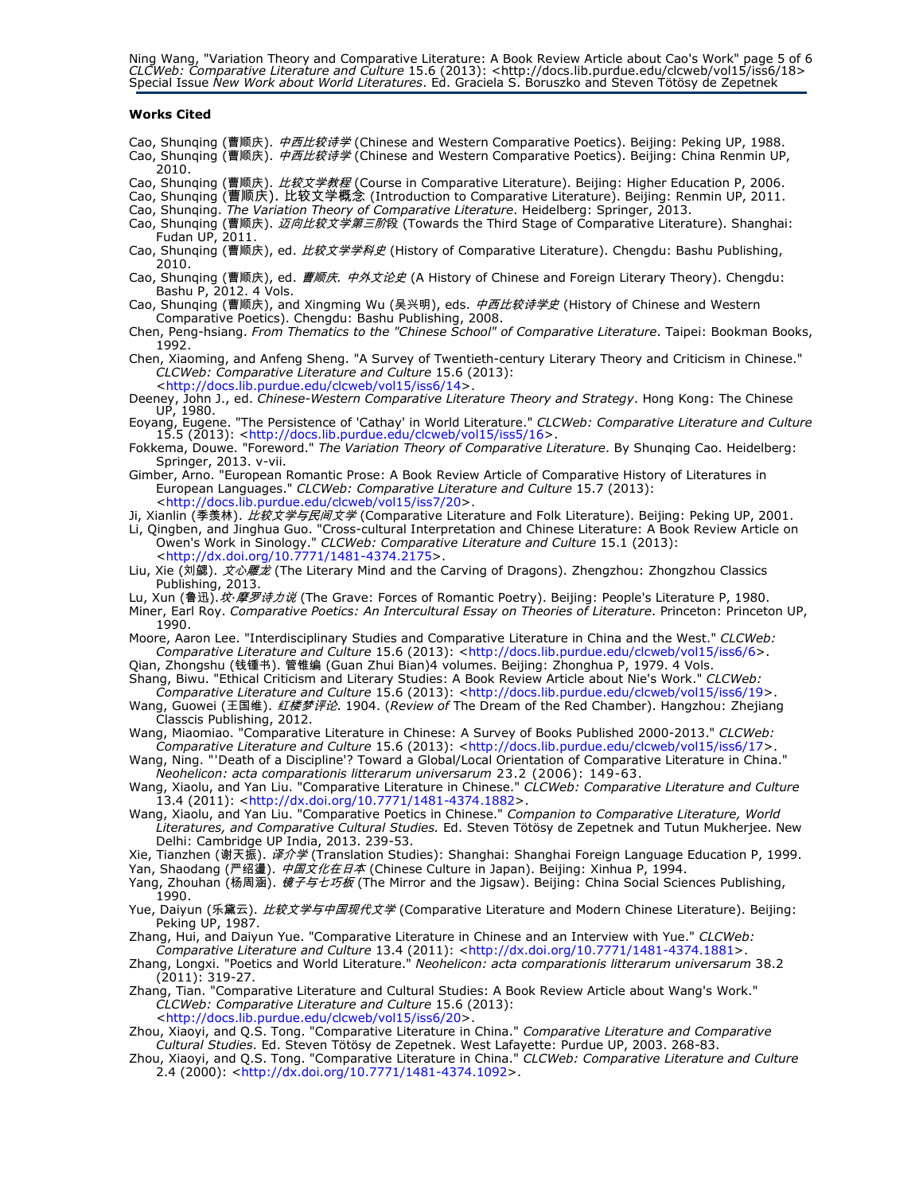### Works Cited

Cao, Shunqing (曹顺庆). *中西比较诗学* (Chinese and Western Comparative Poetics). Beijing: Peking UP, 1988.

Cao, Shunqing (曹顺庆). *中西比较诗学* (Chinese and Western Comparative Poetics). Beijing: China Renmin UP, 2010.

Cao, Shunqing (曹顺庆). *比较文学教程* (Course in Comparative Literature). Beijing: Higher Education P, 2006.

Cao, Shunqing (曹顺庆). 比较文学概念 (Introduction to Comparative Literature). Beijing: Renmin UP, 2011.

Cao, Shunqing. *The Variation Theory of Comparative Literature*. Heidelberg: Springer, 2013.

Cao, Shunqing (曹顺庆). *迈向比较文学第三阶段* (Towards the Third Stage of Comparative Literature). Shanghai: Fudan UP, 2011.

Cao, Shunqing (曹顺庆), ed. *比较文学学科史* (History of Comparative Literature). Chengdu: Bashu Publishing, 2010.

Cao, Shunqing (曹顺庆), ed. *曹顺庆. 中外文论史* (A History of Chinese and Foreign Literary Theory). Chengdu: Bashu P, 2012. 4 Vols.

Cao, Shunqing (曹顺庆), and Xingming Wu (吴兴明), eds. *中西比较诗学史* (History of Chinese and Western Comparative Poetics). Chengdu: Bashu Publishing, 2008.

Chen, Peng-hsiang. *From Thematics to the "Chinese School" of Comparative Literature*. Taipei: Bookman Books, 1992.

Chen, Xiaoming, and Anfeng Sheng. "A Survey of Twentieth-century Literary Theory and Criticism in Chinese." *CLCWeb: Comparative Literature and Culture* 15.6 (2013): <http://docs.lib.purdue.edu/clcweb/vol15/iss6/14>.

Deeney, John J., ed. *Chinese-Western Comparative Literature Theory and Strategy*. Hong Kong: The Chinese UP, 1980.

Eoyang, Eugene. "The Persistence of 'Cathay' in World Literature." *CLCWeb: Comparative Literature and Culture* 15.5 (2013): <http://docs.lib.purdue.edu/clcweb/vol15/iss5/16>.

Fokkema, Douwe. "Foreword." *The Variation Theory of Comparative Literature*. By Shunqing Cao. Heidelberg: Springer, 2013. v-vii.

Gimber, Arno. "European Romantic Prose: A Book Review Article of Comparative History of Literatures in European Languages." *CLCWeb: Comparative Literature and Culture* 15.7 (2013): <http://docs.lib.purdue.edu/clcweb/vol15/iss7/20>.

Ji, Xianlin (季羡林). *比较文学与民间文学* (Comparative Literature and Folk Literature). Beijing: Peking UP, 2001.

Li, Qingben, and Jinghua Guo. "Cross-cultural Interpretation and Chinese Literature: A Book Review Article on Owen's Work in Sinology." *CLCWeb: Comparative Literature and Culture* 15.1 (2013): <http://dx.doi.org/10.7771/1481-4374.2175>.

Liu, Xie (刘勰). *文心雕龙* (The Literary Mind and the Carving of Dragons). Zhengzhou: Zhongzhou Classics Publishing, 2013.

Lu, Xun (鲁迅). *坟·摩罗诗力说* (The Grave: Forces of Romantic Poetry). Beijing: People's Literature P, 1980.

Miner, Earl Roy. *Comparative Poetics: An Intercultural Essay on Theories of Literature*. Princeton: Princeton UP, 1990.

Moore, Aaron Lee. "Interdisciplinary Studies and Comparative Literature in China and the West." *CLCWeb: Comparative Literature and Culture* 15.6 (2013): <http://docs.lib.purdue.edu/clcweb/vol15/iss6/6>.

Qian, Zhongshu (钱锺书). 管锥编 (Guan Zhui Bian)4 volumes. Beijing: Zhonghua P, 1979. 4 Vols.

Shang, Biwu. "Ethical Criticism and Literary Studies: A Book Review Article about Nie's Work." *CLCWeb: Comparative Literature and Culture* 15.6 (2013): <http://docs.lib.purdue.edu/clcweb/vol15/iss6/19>.

Wang, Guowei (王国维). *红楼梦评论*. 1904. (*Review of* The Dream of the Red Chamber). Hangzhou: Zhejiang Classcis Publishing, 2012.

Wang, Miaomiao. "Comparative Literature in Chinese: A Survey of Books Published 2000-2013." *CLCWeb: Comparative Literature and Culture* 15.6 (2013): <http://docs.lib.purdue.edu/clcweb/vol15/iss6/17>.

Wang, Ning. "'Death of a Discipline'? Toward a Global/Local Orientation of Comparative Literature in China." *Neohelicon: acta comparationis litterarum universarum* 23.2 (2006): 149-63.

Wang, Xiaolu, and Yan Liu. "Comparative Literature in Chinese." *CLCWeb: Comparative Literature and Culture* 13.4 (2011): <http://dx.doi.org/10.7771/1481-4374.1882>.

Wang, Xiaolu, and Yan Liu. "Comparative Poetics in Chinese." *Companion to Comparative Literature, World Literatures, and Comparative Cultural Studies.* Ed. Steven Tötösy de Zepetnek and Tutun Mukherjee. New Delhi: Cambridge UP India, 2013. 239-53.

Xie, Tianzhen (谢天振). *译介学* (Translation Studies). Shanghai: Shanghai Foreign Language Education P, 1999.

Yan, Shaodang (严绍璗). *中国文化在日本* (Chinese Culture in Japan). Beijing: Xinhua P, 1994.

Yang, Zhouhan (杨周翰). *镜子与七巧板* (The Mirror and the Jigsaw). Beijing: China Social Sciences Publishing, 1990.

Yue, Daiyun (乐黛云). *比较文学与中国现代文学* (Comparative Literature and Modern Chinese Literature). Beijing: Peking UP, 1987.

Zhang, Hui, and Daiyun Yue. "Comparative Literature in Chinese and an Interview with Yue." *CLCWeb: Comparative Literature and Culture* 13.4 (2011): <http://dx.doi.org/10.7771/1481-4374.1881>.

Zhang, Longxi. "Poetics and World Literature." *Neohelicon: acta comparationis litterarum universarum* 38.2 (2011): 319-27.

Zhang, Tian. "Comparative Literature and Cultural Studies: A Book Review Article about Wang's Work." *CLCWeb: Comparative Literature and Culture* 15.6 (2013): <http://docs.lib.purdue.edu/clcweb/vol15/iss6/20>.

Zhou, Xiaoyi, and Q.S. Tong. "Comparative Literature in China." *Comparative Literature and Comparative Cultural Studies.* Ed. Steven Tötösy de Zepetnek. West Lafayette: Purdue UP, 2003. 268-83.

Zhou, Xiaoyi, and Q.S. Tong. "Comparative Literature in China." *CLCWeb: Comparative Literature and Culture* 2.4 (2000): <http://dx.doi.org/10.7771/1481-4374.1092>.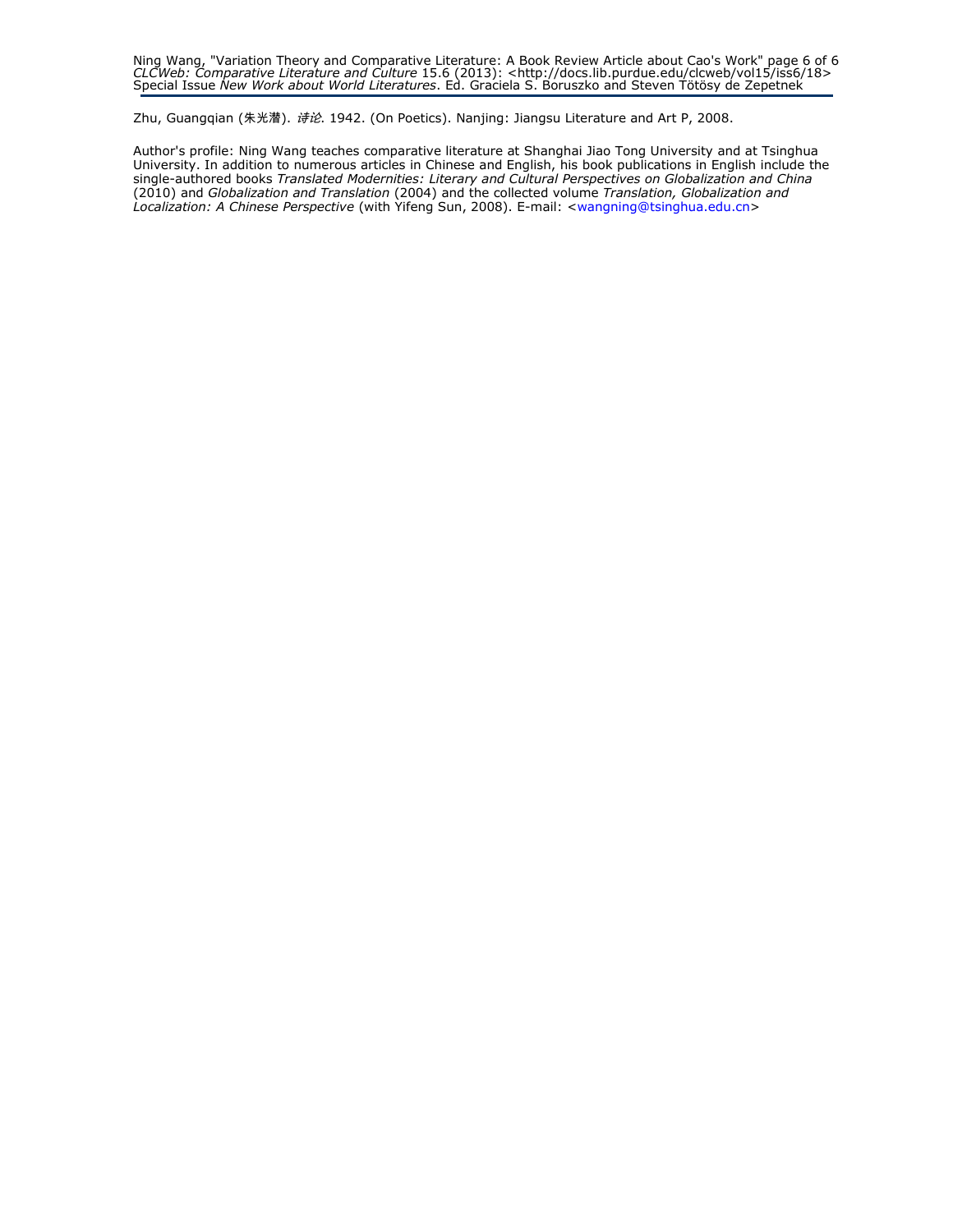Zhu, Guangqian (朱光潜). *诗论*. 1942. (On Poetics). Nanjing: Jiangsu Literature and Art P, 2008.

Author's profile: Ning Wang teaches comparative literature at Shanghai Jiao Tong University and at Tsinghua University. In addition to numerous articles in Chinese and English, his book publications in English include the single-authored books *Translated Modernities: Literary and Cultural Perspectives on Globalization and China* (2010) and *Globalization and Translation* (2004) and the collected volume *Translation, Globalization and Localization: A Chinese Perspective* (with Yifeng Sun, 2008). E-mail: <wangning@tsinghua.edu.cn>